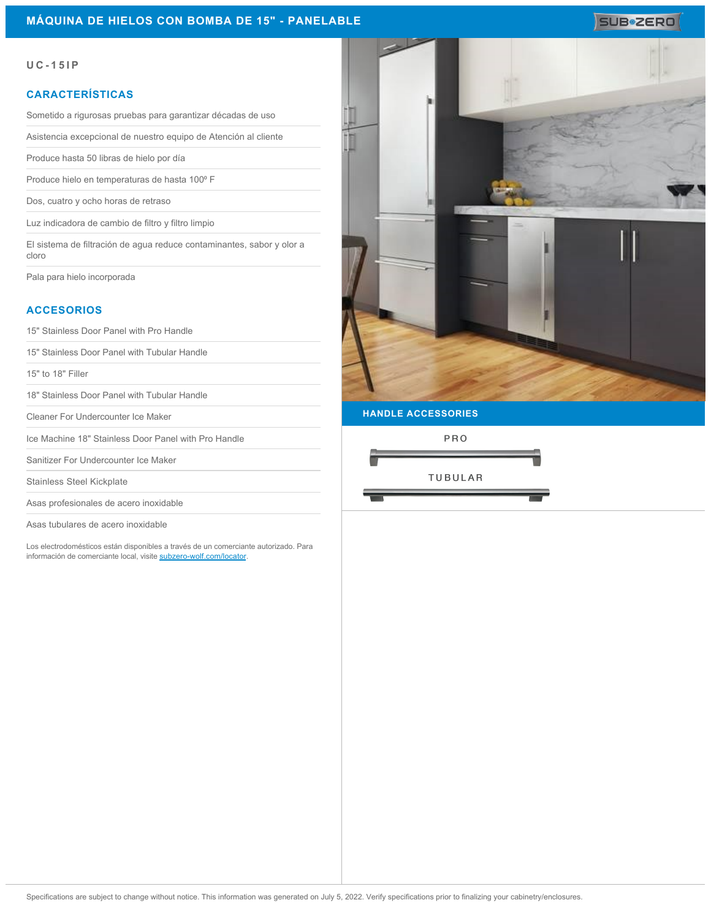# MÁQUINA DE HIELOS CON BOMBA DE 15" - PANELABLE

UC-15IP

## CARACTERÍSTICAS

- Sometido a rigurosas pruebas para garantizar décadas de uso
- Asistencia excepcional de nuestro equipo de Atención al cliente
- Produce hasta 50 libras de hielo por día
- Produce hielo en temperaturas de hasta 100º F
- Dos, cuatro y ocho horas de retraso
- Luz indicadora de cambio de filtro y filtro limpio
- El sistema de filtración de agua reduce contaminantes, sabor y olor a cloro
- Pala para hielo incorporada

## ACCESORIOS

- 15" Stainless Door Panel with Pro Handle
- 15" Stainless Door Panel with Tubular Handle
- 15" to 18" Filler
- 18" Stainless Door Panel with Tubular Handle
- Cleaner For Undercounter Ice Maker
- Ice Machine 18" Stainless Door Panel with Pro Handle
- Sanitizer For Undercounter Ice Maker
- Stainless Steel Kickplate
- Asas profesionales de acero inoxidable
- Asas tubulares de acero inoxidable

Los electrodomésticos están disponibles a través de un comerciante autorizado. Para información de comerciante local, visite subzero-wolf.com/locator.

## HANDLE ACCESSORIES

PRO

TUBULAR

Specifications are subject to change without notice. This information was generated on July 5, 2022. Verify specifications prior to finalizing your cabinetry/enclosures.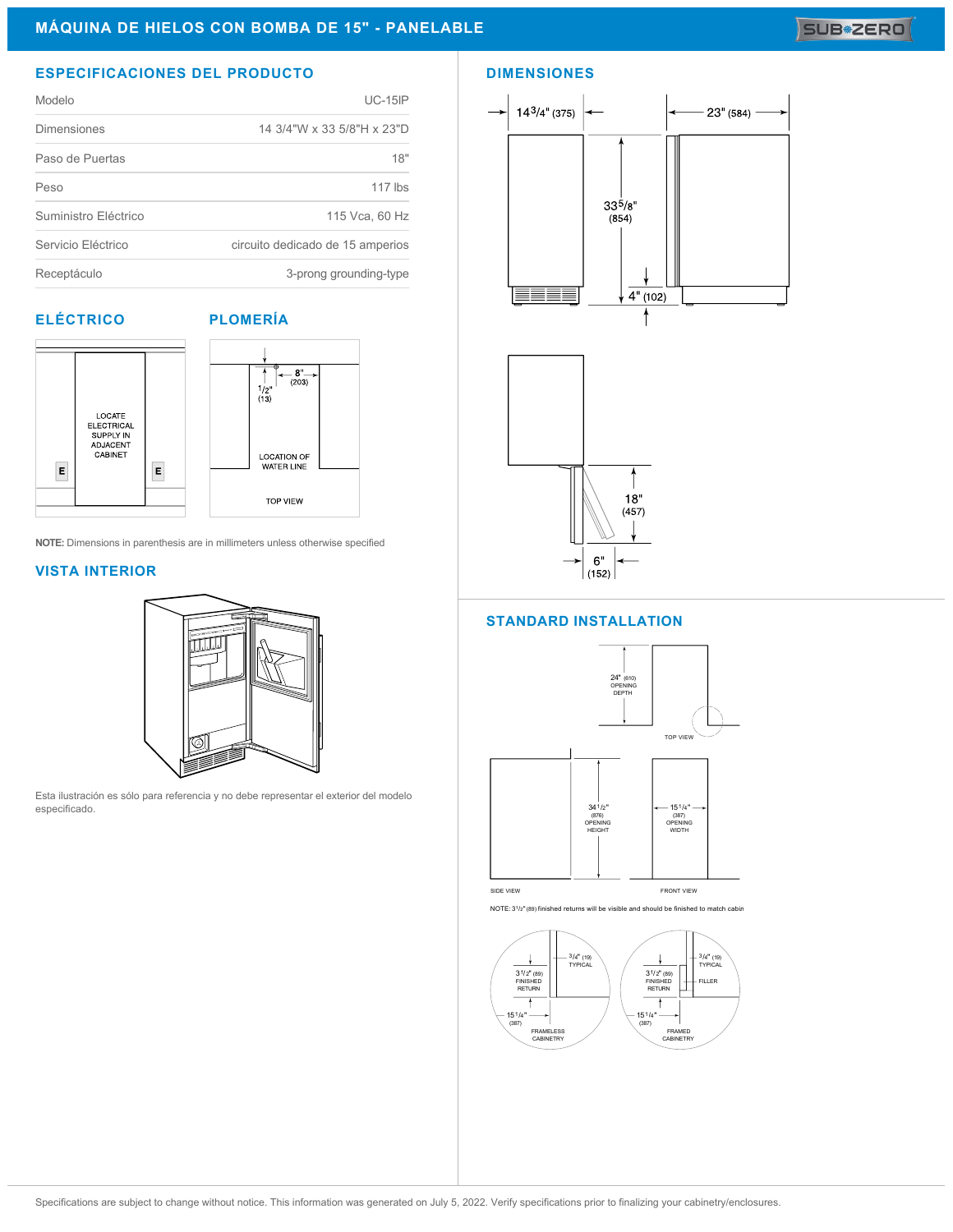# MÁQUINA DE HIELOS CON BOMBA DE 15" - PANELABLE

## ESPECIFICACIONES DEL PRODUCTO

| | |
|---|---|
| Modelo | UC-15IP |
| Dimensiones | 14 3/4"W x 33 5/8"H x 23"D |
| Paso de Puertas | 18" |
| Peso | 117 lbs |
| Suministro Eléctrico | 115 Vca, 60 Hz |
| Servicio Eléctrico | circuito dedicado de 15 amperios |
| Receptáculo | 3-prong grounding-type |

## ELÉCTRICO

LOCATE ELECTRICAL SUPPLY IN ADJACENT CABINET

E

E

## PLOMERÍA

8" (203)

1/2" (13)

LOCATION OF WATER LINE

TOP VIEW

**NOTE:** Dimensions in parenthesis are in millimeters unless otherwise specified

## VISTA INTERIOR

Esta ilustración es sólo para referencia y no debe representar el exterior del modelo especificado.

## DIMENSIONES

14 3/4" (375)

23" (584)

33 5/8" (854)

4" (102)

18" (457)

6" (152)

## STANDARD INSTALLATION

24" (610) OPENING DEPTH

TOP VIEW

34 1/2" (876) OPENING HEIGHT

15 1/4" (387) OPENING WIDTH

SIDE VIEW

FRONT VIEW

NOTE: 3 1/2" (89) finished returns will be visible and should be finished to match cabin

3/4" (19) TYPICAL

3 1/2" (89) FINISHED RETURN

15 1/4" (387)

FRAMELESS CABINETRY

3/4" (19) TYPICAL

3 1/2" (89) FINISHED RETURN

FILLER

15 1/4" (387)

FRAMED CABINETRY

Specifications are subject to change without notice. This information was generated on July 5, 2022. Verify specifications prior to finalizing your cabinetry/enclosures.